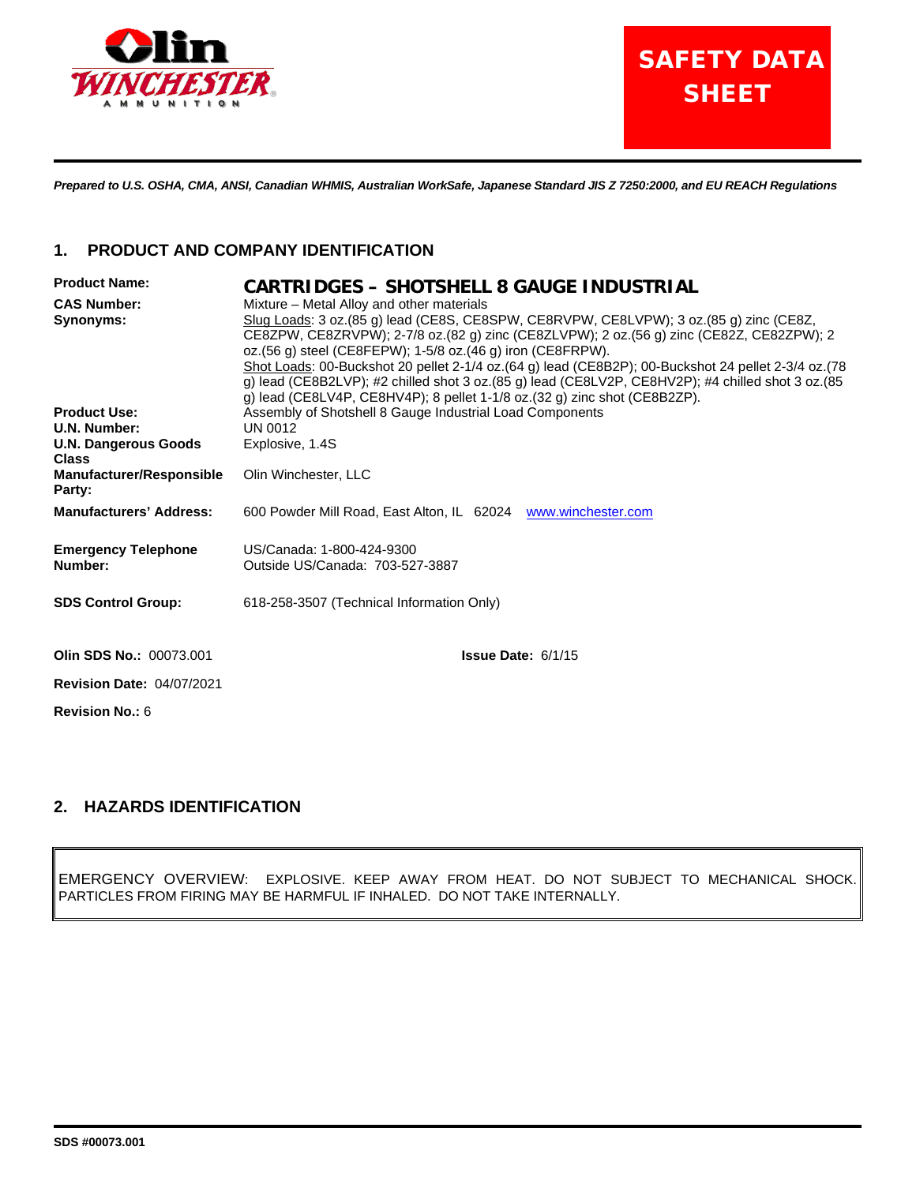**SAFETY DATA SHEET**

*Prepared to U.S. OSHA, CMA, ANSI, Canadian WHMIS, Australian WorkSafe, Japanese Standard JIS Z 7250:2000, and EU REACH Regulations*

## 1. PRODUCT AND COMPANY IDENTIFICATION

| | |
|---|---|
| **Product Name:** | **CARTRIDGES – SHOTSHELL 8 GAUGE INDUSTRIAL** |
| **CAS Number:** | Mixture – Metal Alloy and other materials |
| **Synonyms:** | Slug Loads: 3 oz.(85 g) lead (CE8S, CE8SPW, CE8RVPW, CE8LVPW); 3 oz.(85 g) zinc (CE8Z, CE8ZPW, CE8ZRVPW); 2-7/8 oz.(82 g) zinc (CE8ZLVPW); 2 oz.(56 g) zinc (CE82Z, CE82ZPW); 2 oz.(56 g) steel (CE8FEPW); 1-5/8 oz.(46 g) iron (CE8FRPW).<br>Shot Loads: 00-Buckshot 20 pellet 2-1/4 oz.(64 g) lead (CE8B2P); 00-Buckshot 24 pellet 2-3/4 oz.(78 g) lead (CE8B2LVP); #2 chilled shot 3 oz.(85 g) lead (CE8LV2P, CE8HV2P); #4 chilled shot 3 oz.(85 g) lead (CE8LV4P, CE8HV4P); 8 pellet 1-1/8 oz.(32 g) zinc shot (CE8B2ZP). |
| **Product Use:** | Assembly of Shotshell 8 Gauge Industrial Load Components |
| **U.N. Number:** | UN 0012 |
| **U.N. Dangerous Goods Class** | Explosive, 1.4S |
| **Manufacturer/Responsible Party:** | Olin Winchester, LLC |
| **Manufacturers' Address:** | 600 Powder Mill Road, East Alton, IL 62024 www.winchester.com |
| **Emergency Telephone Number:** | US/Canada: 1-800-424-9300<br>Outside US/Canada: 703-527-3887 |
| **SDS Control Group:** | 618-258-3507 (Technical Information Only) |

**Olin SDS No.:** 00073.001 **Issue Date:** 6/1/15

**Revision Date:** 04/07/2021

**Revision No.:** 6

## 2. HAZARDS IDENTIFICATION

EMERGENCY OVERVIEW: EXPLOSIVE. KEEP AWAY FROM HEAT. DO NOT SUBJECT TO MECHANICAL SHOCK. PARTICLES FROM FIRING MAY BE HARMFUL IF INHALED. DO NOT TAKE INTERNALLY.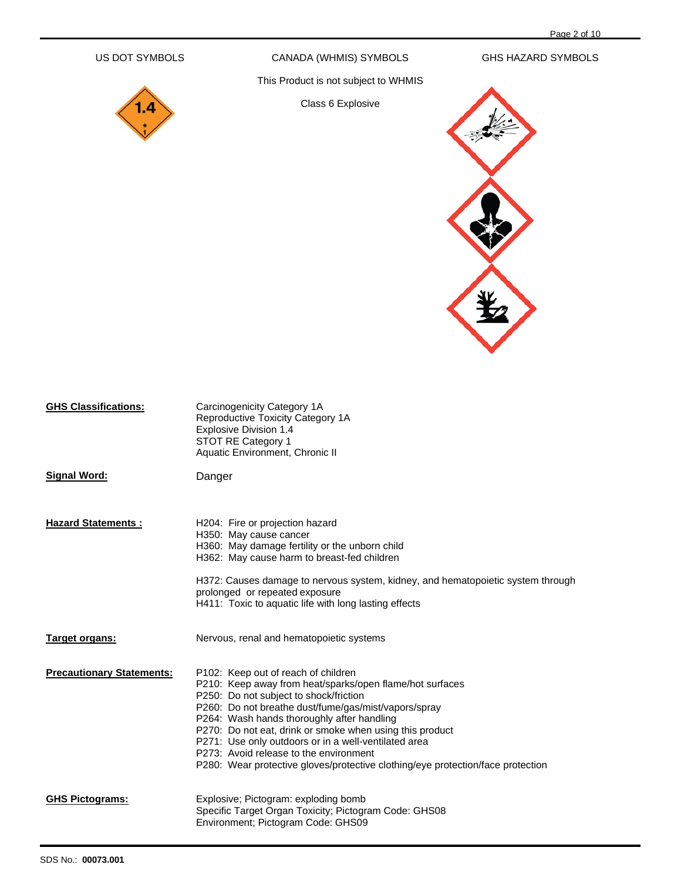US DOT SYMBOLS

CANADA (WHMIS) SYMBOLS

This Product is not subject to WHMIS

Class 6 Explosive

GHS HAZARD SYMBOLS

**GHS Classifications:**

Carcinogenicity Category 1A
Reproductive Toxicity Category 1A
Explosive Division 1.4
STOT RE Category 1
Aquatic Environment, Chronic II

**Signal Word:**

Danger

**Hazard Statements :**

H204: Fire or projection hazard
H350: May cause cancer
H360: May damage fertility or the unborn child
H362: May cause harm to breast-fed children

H372: Causes damage to nervous system, kidney, and hematopoietic system through prolonged or repeated exposure
H411: Toxic to aquatic life with long lasting effects

**Target organs:**

Nervous, renal and hematopoietic systems

**Precautionary Statements:**

P102: Keep out of reach of children
P210: Keep away from heat/sparks/open flame/hot surfaces
P250: Do not subject to shock/friction
P260: Do not breathe dust/fume/gas/mist/vapors/spray
P264: Wash hands thoroughly after handling
P270: Do not eat, drink or smoke when using this product
P271: Use only outdoors or in a well-ventilated area
P273: Avoid release to the environment
P280: Wear protective gloves/protective clothing/eye protection/face protection

**GHS Pictograms:**

Explosive; Pictogram: exploding bomb
Specific Target Organ Toxicity; Pictogram Code: GHS08
Environment; Pictogram Code: GHS09

SDS No.: **00073.001**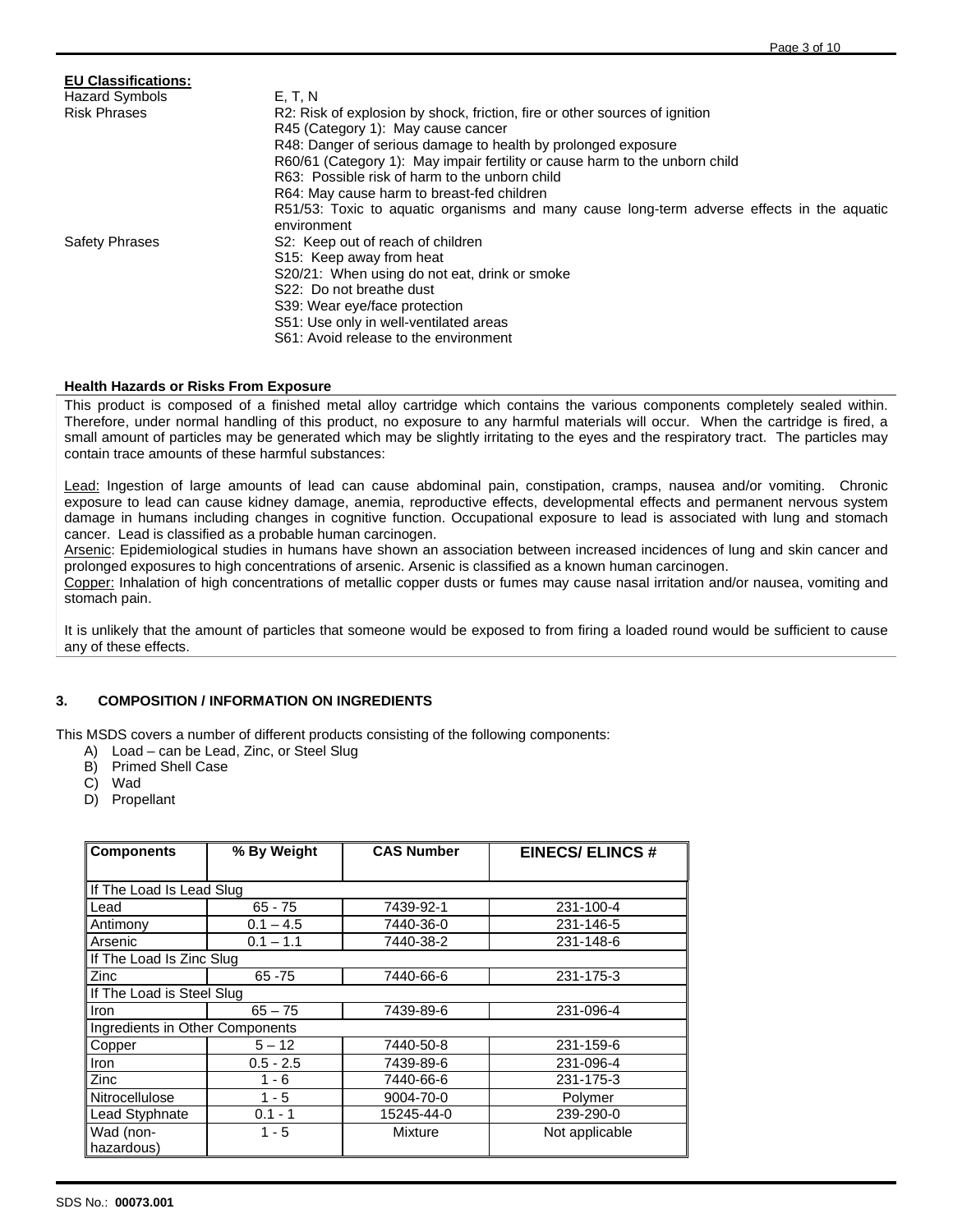**EU Classifications:**

| | |
|---|---|
| Hazard Symbols | E, T, N |
| Risk Phrases | R2: Risk of explosion by shock, friction, fire or other sources of ignition<br>R45 (Category 1): May cause cancer<br>R48: Danger of serious damage to health by prolonged exposure<br>R60/61 (Category 1): May impair fertility or cause harm to the unborn child<br>R63: Possible risk of harm to the unborn child<br>R64: May cause harm to breast-fed children<br>R51/53: Toxic to aquatic organisms and many cause long-term adverse effects in the aquatic environment |
| Safety Phrases | S2: Keep out of reach of children<br>S15: Keep away from heat<br>S20/21: When using do not eat, drink or smoke<br>S22: Do not breathe dust<br>S39: Wear eye/face protection<br>S51: Use only in well-ventilated areas<br>S61: Avoid release to the environment |

**Health Hazards or Risks From Exposure**

This product is composed of a finished metal alloy cartridge which contains the various components completely sealed within. Therefore, under normal handling of this product, no exposure to any harmful materials will occur. When the cartridge is fired, a small amount of particles may be generated which may be slightly irritating to the eyes and the respiratory tract. The particles may contain trace amounts of these harmful substances:

Lead: Ingestion of large amounts of lead can cause abdominal pain, constipation, cramps, nausea and/or vomiting. Chronic exposure to lead can cause kidney damage, anemia, reproductive effects, developmental effects and permanent nervous system damage in humans including changes in cognitive function. Occupational exposure to lead is associated with lung and stomach cancer. Lead is classified as a probable human carcinogen.

Arsenic: Epidemiological studies in humans have shown an association between increased incidences of lung and skin cancer and prolonged exposures to high concentrations of arsenic. Arsenic is classified as a known human carcinogen.

Copper: Inhalation of high concentrations of metallic copper dusts or fumes may cause nasal irritation and/or nausea, vomiting and stomach pain.

It is unlikely that the amount of particles that someone would be exposed to from firing a loaded round would be sufficient to cause any of these effects.

## 3. COMPOSITION / INFORMATION ON INGREDIENTS

This MSDS covers a number of different products consisting of the following components:

A) Load – can be Lead, Zinc, or Steel Slug
B) Primed Shell Case
C) Wad
D) Propellant

| Components | % By Weight | CAS Number | EINECS/ ELINCS # |
|---|---|---|---|
| If The Load Is Lead Slug | | | |
| Lead | 65 - 75 | 7439-92-1 | 231-100-4 |
| Antimony | 0.1 – 4.5 | 7440-36-0 | 231-146-5 |
| Arsenic | 0.1 – 1.1 | 7440-38-2 | 231-148-6 |
| If The Load Is Zinc Slug | | | |
| Zinc | 65 -75 | 7440-66-6 | 231-175-3 |
| If The Load is Steel Slug | | | |
| Iron | 65 – 75 | 7439-89-6 | 231-096-4 |
| Ingredients in Other Components | | | |
| Copper | 5 – 12 | 7440-50-8 | 231-159-6 |
| Iron | 0.5 - 2.5 | 7439-89-6 | 231-096-4 |
| Zinc | 1 - 6 | 7440-66-6 | 231-175-3 |
| Nitrocellulose | 1 - 5 | 9004-70-0 | Polymer |
| Lead Styphnate | 0.1 - 1 | 15245-44-0 | 239-290-0 |
| Wad (non-hazardous) | 1 - 5 | Mixture | Not applicable |

SDS No.: **00073.001**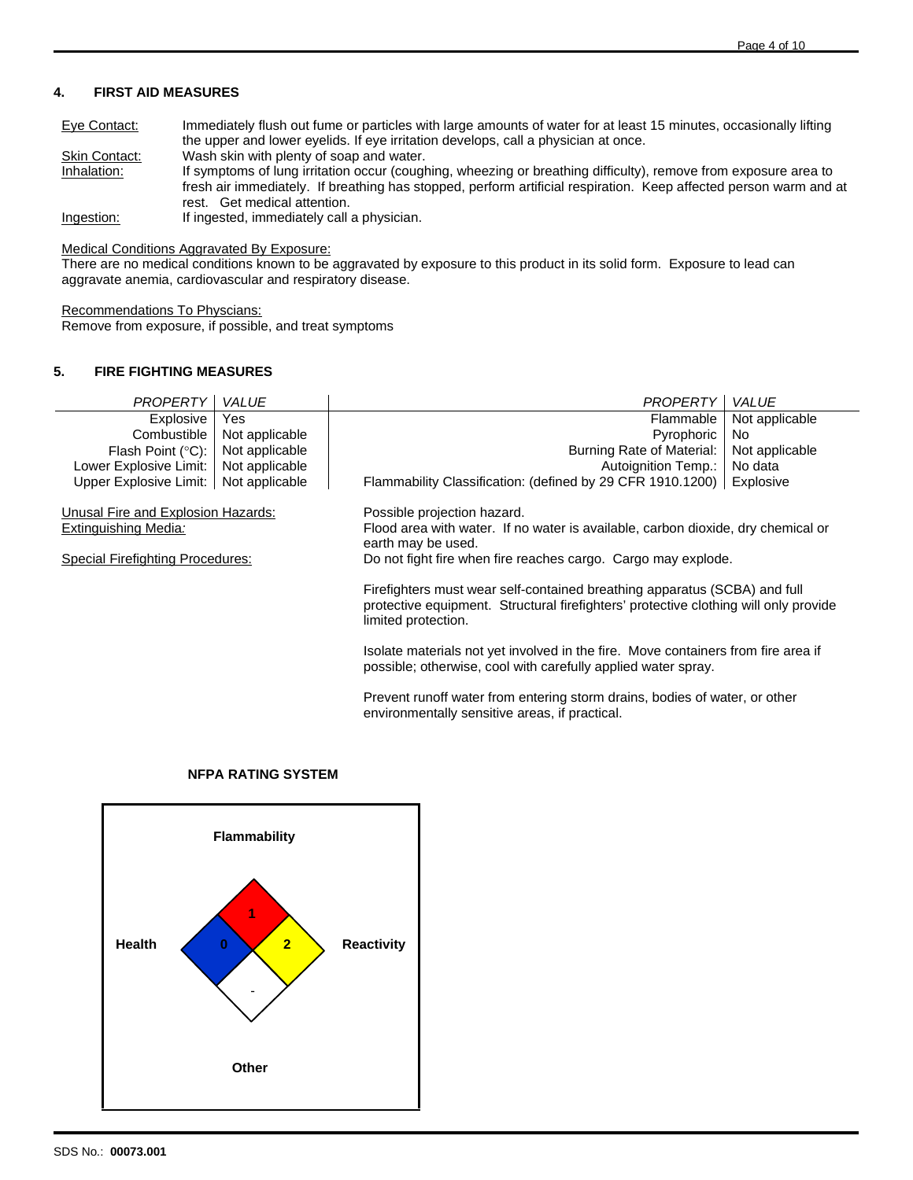## 4. FIRST AID MEASURES

Eye Contact: Immediately flush out fume or particles with large amounts of water for at least 15 minutes, occasionally lifting the upper and lower eyelids. If eye irritation develops, call a physician at once.

Skin Contact: Wash skin with plenty of soap and water.

Inhalation: If symptoms of lung irritation occur (coughing, wheezing or breathing difficulty), remove from exposure area to fresh air immediately. If breathing has stopped, perform artificial respiration. Keep affected person warm and at rest. Get medical attention.

Ingestion: If ingested, immediately call a physician.

Medical Conditions Aggravated By Exposure:
There are no medical conditions known to be aggravated by exposure to this product in its solid form. Exposure to lead can aggravate anemia, cardiovascular and respiratory disease.

Recommendations To Physcians:
Remove from exposure, if possible, and treat symptoms

## 5. FIRE FIGHTING MEASURES

| *PROPERTY* | *VALUE* | *PROPERTY* | *VALUE* |
|---|---|---|---|
| Explosive | Yes | Flammable | Not applicable |
| Combustible | Not applicable | Pyrophoric | No |
| Flash Point (°C): | Not applicable | Burning Rate of Material: | Not applicable |
| Lower Explosive Limit: | Not applicable | Autoignition Temp.: | No data |
| Upper Explosive Limit: | Not applicable | Flammability Classification: (defined by 29 CFR 1910.1200) | Explosive |

Unusal Fire and Explosion Hazards: Possible projection hazard.

Extinguishing Media: Flood area with water. If no water is available, carbon dioxide, dry chemical or earth may be used.

Special Firefighting Procedures: Do not fight fire when fire reaches cargo. Cargo may explode.

Firefighters must wear self-contained breathing apparatus (SCBA) and full protective equipment. Structural firefighters' protective clothing will only provide limited protection.

Isolate materials not yet involved in the fire. Move containers from fire area if possible; otherwise, cool with carefully applied water spray.

Prevent runoff water from entering storm drains, bodies of water, or other environmentally sensitive areas, if practical.

**NFPA RATING SYSTEM**

Flammability: 1
Health: 0
Reactivity: 2
Other: -

SDS No.: **00073.001**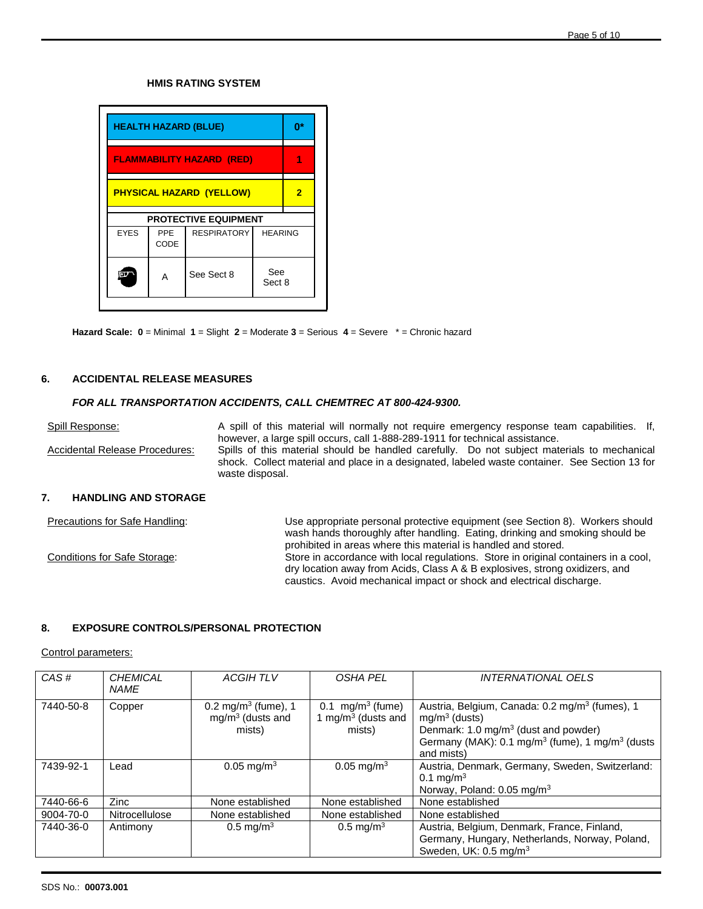### HMIS RATING SYSTEM

| | | | |
|---|---|---|---|
| **HEALTH HAZARD (BLUE)** | | | **0*** |
| **FLAMMABILITY HAZARD (RED)** | | | **1** |
| **PHYSICAL HAZARD (YELLOW)** | | | **2** |
| **PROTECTIVE EQUIPMENT** | | | |
| EYES | PPE CODE | RESPIRATORY | HEARING |
| | A | See Sect 8 | See Sect 8 |

**Hazard Scale:** **0** = Minimal **1** = Slight **2** = Moderate **3** = Serious **4** = Severe * = Chronic hazard

## 6. ACCIDENTAL RELEASE MEASURES

***FOR ALL TRANSPORTATION ACCIDENTS, CALL CHEMTREC AT 800-424-9300.***

Spill Response: A spill of this material will normally not require emergency response team capabilities. If, however, a large spill occurs, call 1-888-289-1911 for technical assistance.

Accidental Release Procedures: Spills of this material should be handled carefully. Do not subject materials to mechanical shock. Collect material and place in a designated, labeled waste container. See Section 13 for waste disposal.

## 7. HANDLING AND STORAGE

Precautions for Safe Handling: Use appropriate personal protective equipment (see Section 8). Workers should wash hands thoroughly after handling. Eating, drinking and smoking should be prohibited in areas where this material is handled and stored.

Conditions for Safe Storage: Store in accordance with local regulations. Store in original containers in a cool, dry location away from Acids, Class A & B explosives, strong oxidizers, and caustics. Avoid mechanical impact or shock and electrical discharge.

## 8. EXPOSURE CONTROLS/PERSONAL PROTECTION

Control parameters:

| *CAS #* | *CHEMICAL NAME* | *ACGIH TLV* | *OSHA PEL* | *INTERNATIONAL OELS* |
|---|---|---|---|---|
| 7440-50-8 | Copper | 0.2 $mg/m^3$ (fume), 1 $mg/m^3$ (dusts and mists) | 0.1 $mg/m^3$ (fume) 1 $mg/m^3$ (dusts and mists) | Austria, Belgium, Canada: 0.2 $mg/m^3$ (fumes), 1 $mg/m^3$ (dusts)<br>Denmark: 1.0 $mg/m^3$ (dust and powder)<br>Germany (MAK): 0.1 $mg/m^3$ (fume), 1 $mg/m^3$ (dusts and mists) |
| 7439-92-1 | Lead | 0.05 $mg/m^3$ | 0.05 $mg/m^3$ | Austria, Denmark, Germany, Sweden, Switzerland: 0.1 $mg/m^3$<br>Norway, Poland: 0.05 $mg/m^3$ |
| 7440-66-6 | Zinc | None established | None established | None established |
| 9004-70-0 | Nitrocellulose | None established | None established | None established |
| 7440-36-0 | Antimony | 0.5 $mg/m^3$ | 0.5 $mg/m^3$ | Austria, Belgium, Denmark, France, Finland, Germany, Hungary, Netherlands, Norway, Poland, Sweden, UK: 0.5 $mg/m^3$ |

SDS No.: **00073.001**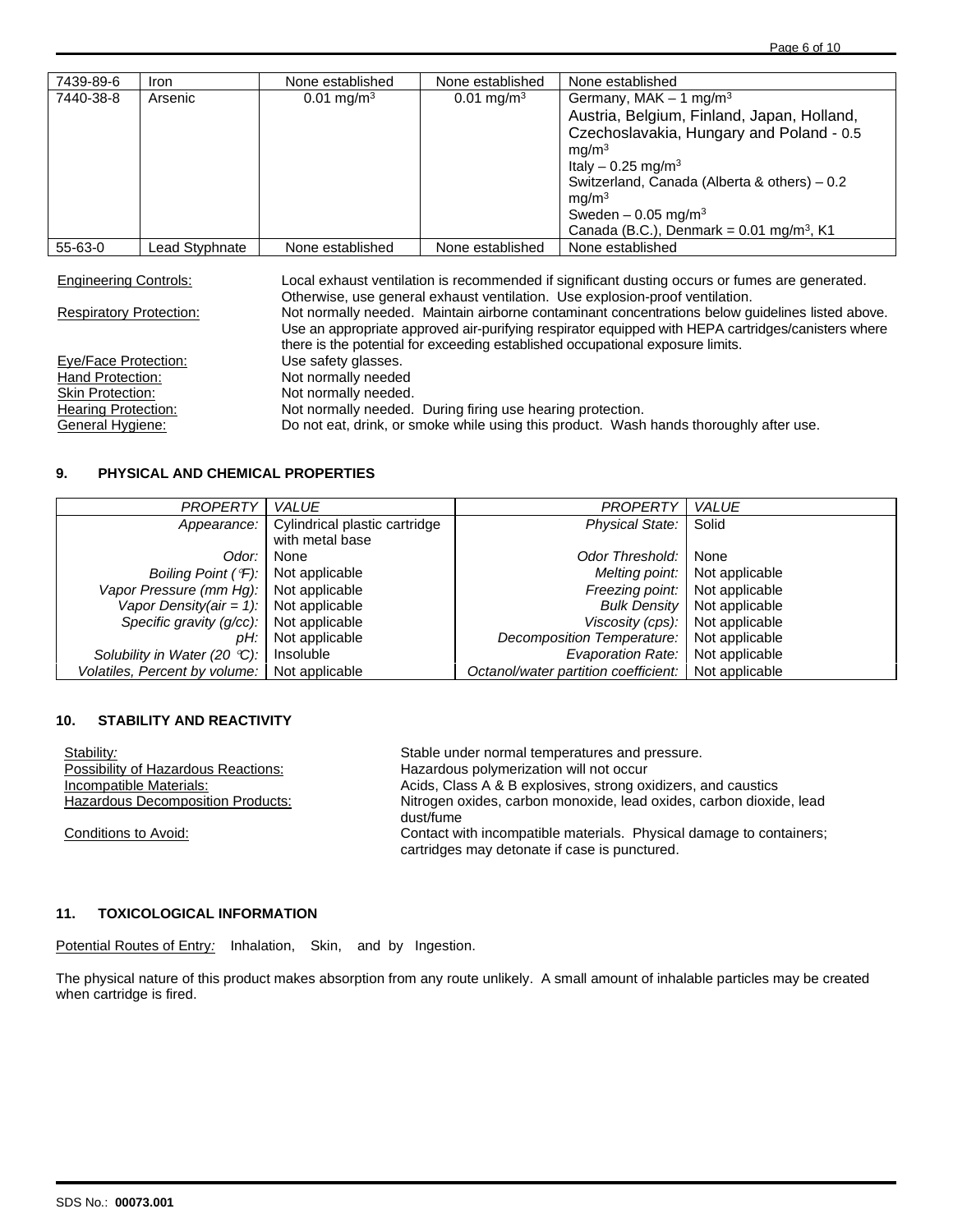| | | | | |
|---|---|---|---|---|
| 7439-89-6 | Iron | None established | None established | None established |
| 7440-38-8 | Arsenic | 0.01 mg/m$^3$ | 0.01 mg/m$^3$ | Germany, MAK – 1 mg/m$^3$<br>Austria, Belgium, Finland, Japan, Holland, Czechoslavakia, Hungary and Poland - 0.5 mg/m$^3$<br>Italy – 0.25 mg/m$^3$<br>Switzerland, Canada (Alberta & others) – 0.2 mg/m$^3$<br>Sweden – 0.05 mg/m$^3$<br>Canada (B.C.), Denmark = 0.01 mg/m$^3$, K1 |
| 55-63-0 | Lead Styphnate | None established | None established | None established |

Engineering Controls: Local exhaust ventilation is recommended if significant dusting occurs or fumes are generated. Otherwise, use general exhaust ventilation. Use explosion-proof ventilation.

Respiratory Protection: Not normally needed. Maintain airborne contaminant concentrations below guidelines listed above. Use an appropriate approved air-purifying respirator equipped with HEPA cartridges/canisters where there is the potential for exceeding established occupational exposure limits.

Eye/Face Protection: Use safety glasses.

Hand Protection: Not normally needed

Skin Protection: Not normally needed.

Hearing Protection: Not normally needed. During firing use hearing protection.

General Hygiene: Do not eat, drink, or smoke while using this product. Wash hands thoroughly after use.

## 9. PHYSICAL AND CHEMICAL PROPERTIES

| *PROPERTY* | *VALUE* | *PROPERTY* | *VALUE* |
|---|---|---|---|
| *Appearance:* | Cylindrical plastic cartridge with metal base | *Physical State:* | Solid |
| *Odor:* | None | *Odor Threshold:* | None |
| *Boiling Point (°F):* | Not applicable | *Melting point:* | Not applicable |
| *Vapor Pressure (mm Hg):* | Not applicable | *Freezing point:* | Not applicable |
| *Vapor Density(air = 1):* | Not applicable | *Bulk Density* | Not applicable |
| *Specific gravity (g/cc):* | Not applicable | *Viscosity (cps):* | Not applicable |
| *pH:* | Not applicable | *Decomposition Temperature:* | Not applicable |
| *Solubility in Water (20 °C):* | Insoluble | *Evaporation Rate:* | Not applicable |
| *Volatiles, Percent by volume:* | Not applicable | *Octanol/water partition coefficient:* | Not applicable |

## 10. STABILITY AND REACTIVITY

Stability: Stable under normal temperatures and pressure.

Possibility of Hazardous Reactions: Hazardous polymerization will not occur

Incompatible Materials: Acids, Class A & B explosives, strong oxidizers, and caustics

Hazardous Decomposition Products: Nitrogen oxides, carbon monoxide, lead oxides, carbon dioxide, lead dust/fume

Conditions to Avoid: Contact with incompatible materials. Physical damage to containers; cartridges may detonate if case is punctured.

## 11. TOXICOLOGICAL INFORMATION

Potential Routes of Entry: Inhalation, Skin, and by Ingestion.

The physical nature of this product makes absorption from any route unlikely. A small amount of inhalable particles may be created when cartridge is fired.

SDS No.: **00073.001**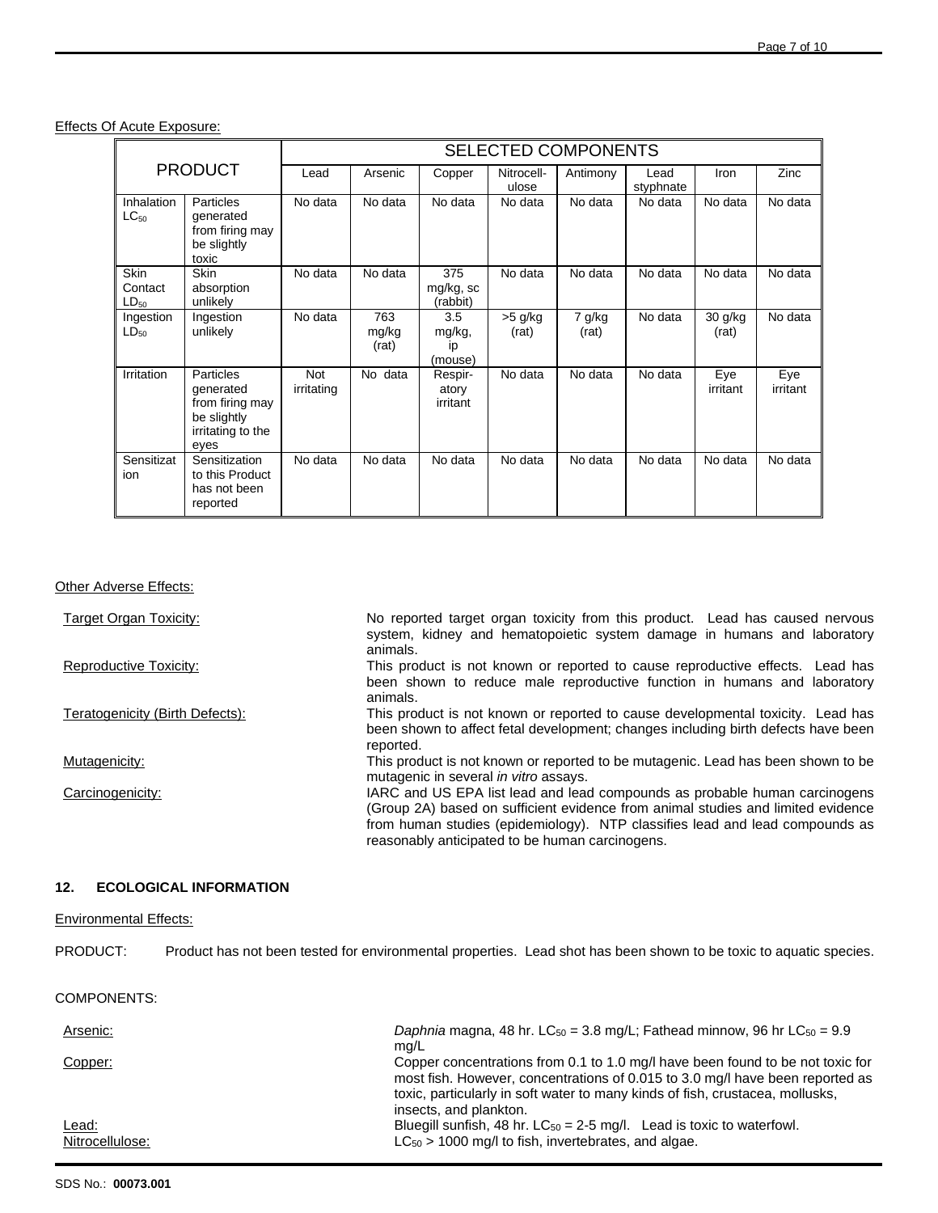Effects Of Acute Exposure:

| PRODUCT | | SELECTED COMPONENTS | | | | | | | |
|---|---|---|---|---|---|---|---|---|---|
| | | Lead | Arsenic | Copper | Nitrocellulose | Antimony | Lead styphnate | Iron | Zinc |
| Inhalation $LC_{50}$ | Particles generated from firing may be slightly toxic | No data | No data | No data | No data | No data | No data | No data | No data |
| Skin Contact $LD_{50}$ | Skin absorption unlikely | No data | No data | 375 mg/kg, sc (rabbit) | No data | No data | No data | No data | No data |
| Ingestion $LD_{50}$ | Ingestion unlikely | No data | 763 mg/kg (rat) | 3.5 mg/kg, ip (mouse) | >5 g/kg (rat) | 7 g/kg (rat) | No data | 30 g/kg (rat) | No data |
| Irritation | Particles generated from firing may be slightly irritating to the eyes | Not irritating | No data | Respiratory irritant | No data | No data | No data | Eye irritant | Eye irritant |
| Sensitization | Sensitization to this Product has not been reported | No data | No data | No data | No data | No data | No data | No data | No data |

Other Adverse Effects:

Target Organ Toxicity: No reported target organ toxicity from this product. Lead has caused nervous system, kidney and hematopoietic system damage in humans and laboratory animals.

Reproductive Toxicity: This product is not known or reported to cause reproductive effects. Lead has been shown to reduce male reproductive function in humans and laboratory animals.

Teratogenicity (Birth Defects): This product is not known or reported to cause developmental toxicity. Lead has been shown to affect fetal development; changes including birth defects have been reported.

Mutagenicity: This product is not known or reported to be mutagenic. Lead has been shown to be mutagenic in several *in vitro* assays.

Carcinogenicity: IARC and US EPA list lead and lead compounds as probable human carcinogens (Group 2A) based on sufficient evidence from animal studies and limited evidence from human studies (epidemiology). NTP classifies lead and lead compounds as reasonably anticipated to be human carcinogens.

## 12. ECOLOGICAL INFORMATION

Environmental Effects:

PRODUCT: Product has not been tested for environmental properties. Lead shot has been shown to be toxic to aquatic species.

COMPONENTS:

Arsenic: *Daphnia* magna, 48 hr. $LC_{50}$ = 3.8 mg/L; Fathead minnow, 96 hr $LC_{50}$ = 9.9 mg/L

Copper: Copper concentrations from 0.1 to 1.0 mg/l have been found to be not toxic for most fish. However, concentrations of 0.015 to 3.0 mg/l have been reported as toxic, particularly in soft water to many kinds of fish, crustacea, mollusks, insects, and plankton.

Lead: Bluegill sunfish, 48 hr. $LC_{50}$ = 2-5 mg/l. Lead is toxic to waterfowl.

Nitrocellulose: $LC_{50}$ > 1000 mg/l to fish, invertebrates, and algae.

SDS No.: **00073.001**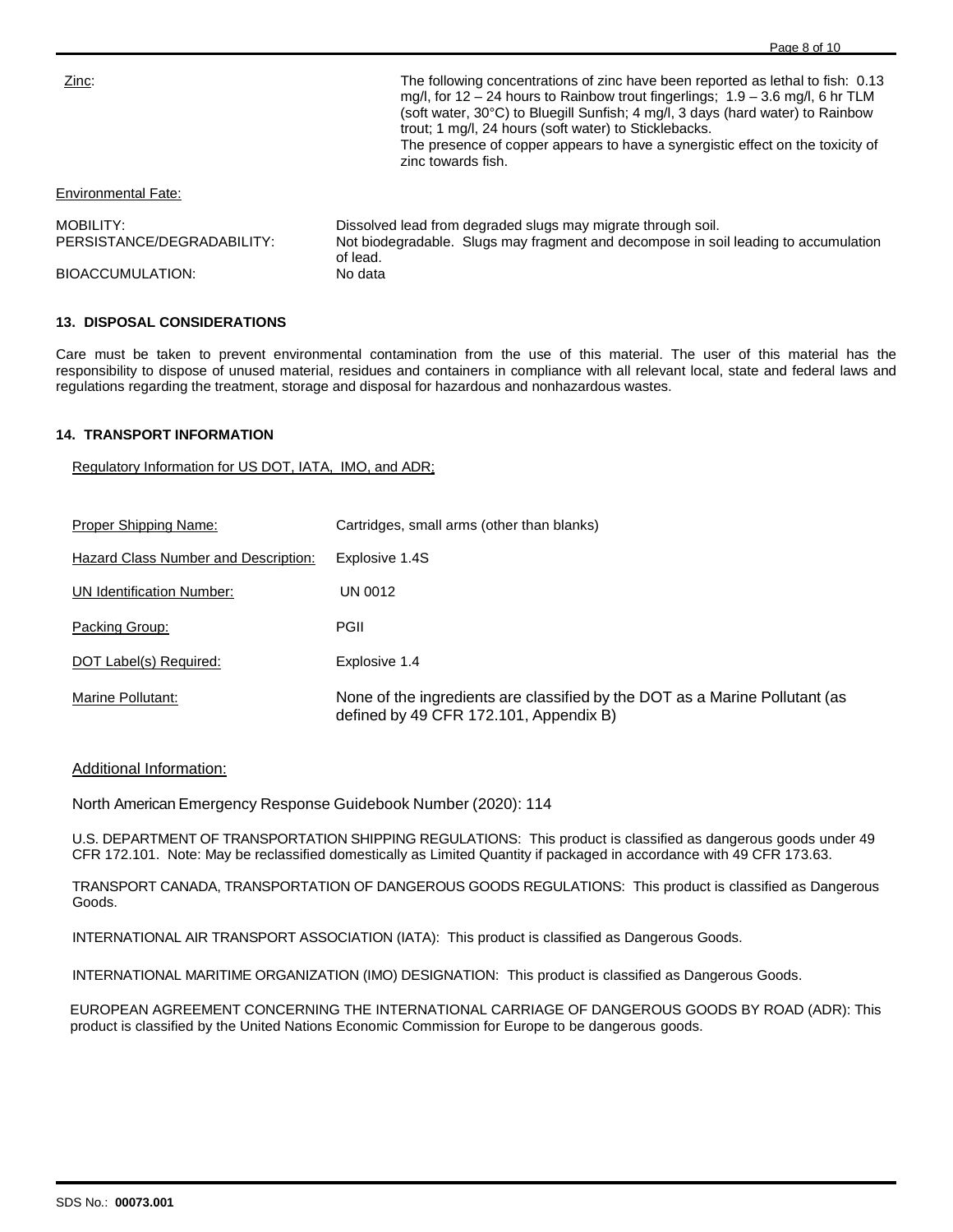Zinc: The following concentrations of zinc have been reported as lethal to fish: 0.13 mg/l, for 12 – 24 hours to Rainbow trout fingerlings; 1.9 – 3.6 mg/l, 6 hr TLM (soft water, 30°C) to Bluegill Sunfish; 4 mg/l, 3 days (hard water) to Rainbow trout; 1 mg/l, 24 hours (soft water) to Sticklebacks.
The presence of copper appears to have a synergistic effect on the toxicity of zinc towards fish.

Environmental Fate:

| | |
|---|---|
| MOBILITY: | Dissolved lead from degraded slugs may migrate through soil. |
| PERSISTANCE/DEGRADABILITY: | Not biodegradable. Slugs may fragment and decompose in soil leading to accumulation of lead. |
| BIOACCUMULATION: | No data |

## 13. DISPOSAL CONSIDERATIONS

Care must be taken to prevent environmental contamination from the use of this material. The user of this material has the responsibility to dispose of unused material, residues and containers in compliance with all relevant local, state and federal laws and regulations regarding the treatment, storage and disposal for hazardous and nonhazardous wastes.

## 14. TRANSPORT INFORMATION

Regulatory Information for US DOT, IATA, IMO, and ADR:

| | |
|---|---|
| Proper Shipping Name: | Cartridges, small arms (other than blanks) |
| Hazard Class Number and Description: | Explosive 1.4S |
| UN Identification Number: | UN 0012 |
| Packing Group: | PGII |
| DOT Label(s) Required: | Explosive 1.4 |
| Marine Pollutant: | None of the ingredients are classified by the DOT as a Marine Pollutant (as defined by 49 CFR 172.101, Appendix B) |

Additional Information:

North American Emergency Response Guidebook Number (2020): 114

U.S. DEPARTMENT OF TRANSPORTATION SHIPPING REGULATIONS: This product is classified as dangerous goods under 49 CFR 172.101. Note: May be reclassified domestically as Limited Quantity if packaged in accordance with 49 CFR 173.63.

TRANSPORT CANADA, TRANSPORTATION OF DANGEROUS GOODS REGULATIONS: This product is classified as Dangerous Goods.

INTERNATIONAL AIR TRANSPORT ASSOCIATION (IATA): This product is classified as Dangerous Goods.

INTERNATIONAL MARITIME ORGANIZATION (IMO) DESIGNATION: This product is classified as Dangerous Goods.

EUROPEAN AGREEMENT CONCERNING THE INTERNATIONAL CARRIAGE OF DANGEROUS GOODS BY ROAD (ADR): This product is classified by the United Nations Economic Commission for Europe to be dangerous goods.

SDS No.: **00073.001**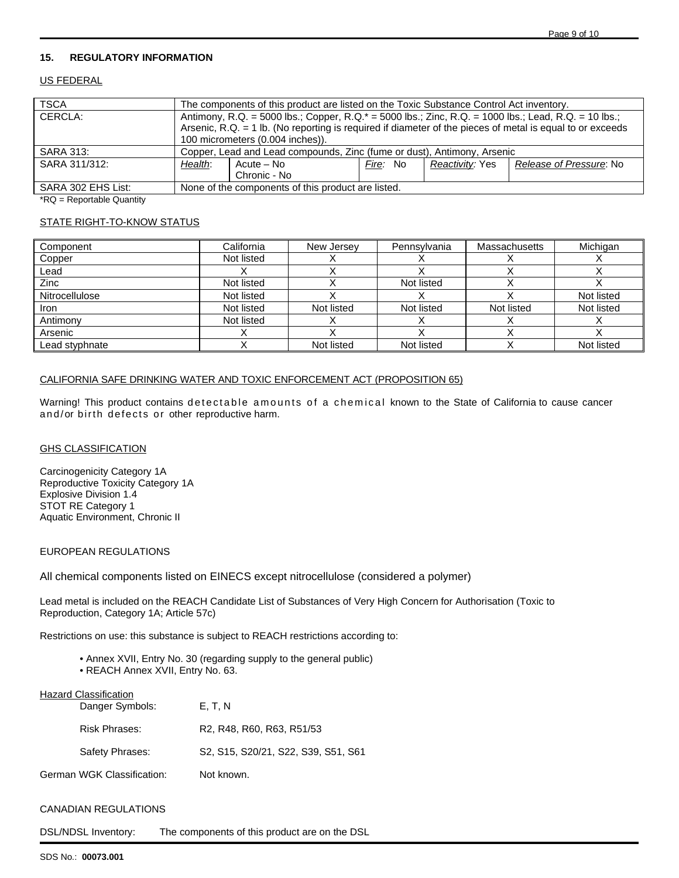## 15. REGULATORY INFORMATION

US FEDERAL

| | | | | | | |
|---|---|---|---|---|---|---|
| TSCA | The components of this product are listed on the Toxic Substance Control Act inventory. | | | | | |
| CERCLA: | Antimony, R.Q. = 5000 lbs.; Copper, R.Q.* = 5000 lbs.; Zinc, R.Q. = 1000 lbs.; Lead, R.Q. = 10 lbs.; Arsenic, R.Q. = 1 lb. (No reporting is required if diameter of the pieces of metal is equal to or exceeds 100 micrometers (0.004 inches)). | | | | | |
| SARA 313: | Copper, Lead and Lead compounds, Zinc (fume or dust), Antimony, Arsenic | | | | | |
| SARA 311/312: | *Health*: | Acute – No<br>Chronic - No | *Fire:* No | *Reactivity:* Yes | *Release of Pressure*: No | |
| SARA 302 EHS List: | None of the components of this product are listed. | | | | | |

*RQ = Reportable Quantity

STATE RIGHT-TO-KNOW STATUS

| Component | California | New Jersey | Pennsylvania | Massachusetts | Michigan |
|---|---|---|---|---|---|
| Copper | Not listed | X | X | X | X |
| Lead | X | X | X | X | X |
| Zinc | Not listed | X | Not listed | X | X |
| Nitrocellulose | Not listed | X | X | X | Not listed |
| Iron | Not listed | Not listed | Not listed | Not listed | Not listed |
| Antimony | Not listed | X | X | X | X |
| Arsenic | X | X | X | X | X |
| Lead styphnate | X | Not listed | Not listed | X | Not listed |

CALIFORNIA SAFE DRINKING WATER AND TOXIC ENFORCEMENT ACT (PROPOSITION 65)

Warning! This product contains detectable amounts of a chemical known to the State of California to cause cancer and/or birth defects or other reproductive harm.

GHS CLASSIFICATION

Carcinogenicity Category 1A
Reproductive Toxicity Category 1A
Explosive Division 1.4
STOT RE Category 1
Aquatic Environment, Chronic II

EUROPEAN REGULATIONS

All chemical components listed on EINECS except nitrocellulose (considered a polymer)

Lead metal is included on the REACH Candidate List of Substances of Very High Concern for Authorisation (Toxic to Reproduction, Category 1A; Article 57c)

Restrictions on use: this substance is subject to REACH restrictions according to:

- Annex XVII, Entry No. 30 (regarding supply to the general public)
- REACH Annex XVII, Entry No. 63.

Hazard Classification

Danger Symbols: E, T, N

Risk Phrases: R2, R48, R60, R63, R51/53

Safety Phrases: S2, S15, S20/21, S22, S39, S51, S61

German WGK Classification: Not known.

CANADIAN REGULATIONS

DSL/NDSL Inventory: The components of this product are on the DSL

SDS No.: **00073.001**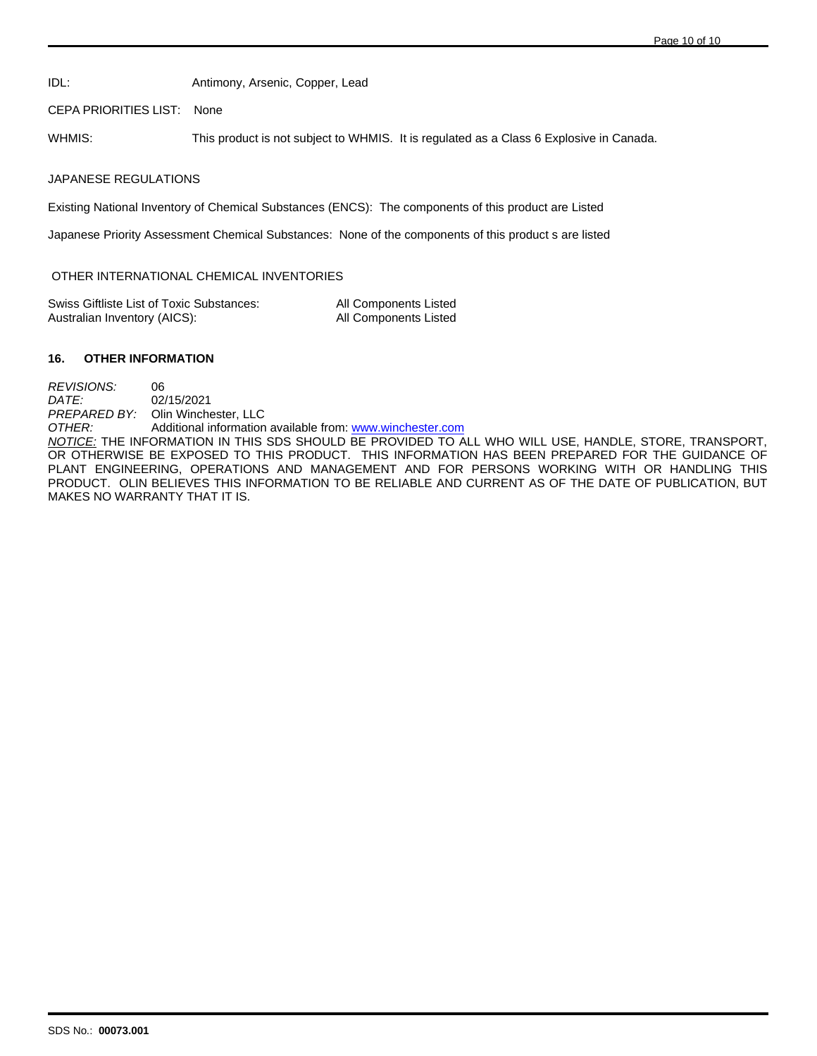IDL: Antimony, Arsenic, Copper, Lead

CEPA PRIORITIES LIST: None

WHMIS: This product is not subject to WHMIS. It is regulated as a Class 6 Explosive in Canada.

JAPANESE REGULATIONS

Existing National Inventory of Chemical Substances (ENCS): The components of this product are Listed

Japanese Priority Assessment Chemical Substances: None of the components of this product s are listed

OTHER INTERNATIONAL CHEMICAL INVENTORIES

| | |
|---|---|
| Swiss Giftliste List of Toxic Substances: | All Components Listed |
| Australian Inventory (AICS): | All Components Listed |

## 16. OTHER INFORMATION

*REVISIONS:* 06
*DATE:* 02/15/2021
*PREPARED BY:* Olin Winchester, LLC
*OTHER:* Additional information available from: www.winchester.com
*NOTICE:* THE INFORMATION IN THIS SDS SHOULD BE PROVIDED TO ALL WHO WILL USE, HANDLE, STORE, TRANSPORT, OR OTHERWISE BE EXPOSED TO THIS PRODUCT. THIS INFORMATION HAS BEEN PREPARED FOR THE GUIDANCE OF PLANT ENGINEERING, OPERATIONS AND MANAGEMENT AND FOR PERSONS WORKING WITH OR HANDLING THIS PRODUCT. OLIN BELIEVES THIS INFORMATION TO BE RELIABLE AND CURRENT AS OF THE DATE OF PUBLICATION, BUT MAKES NO WARRANTY THAT IT IS.